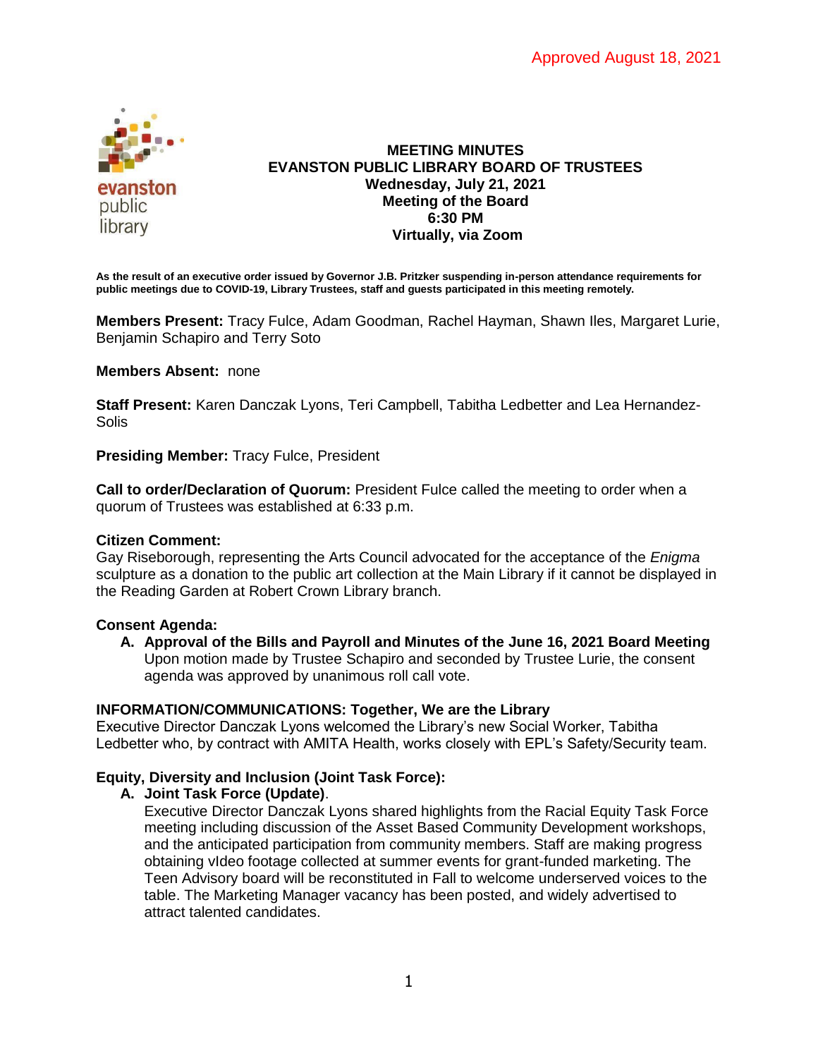Approved August 18, 2021

# MEETING MINUTES
## EVANSTON PUBLIC LIBRARY BOARD OF TRUSTEES
**Wednesday, July 21, 2021**
**Meeting of the Board**
**6:30 PM**
**Virtually, via Zoom**

**As the result of an executive order issued by Governor J.B. Pritzker suspending in-person attendance requirements for public meetings due to COVID-19, Library Trustees, staff and guests participated in this meeting remotely.**

**Members Present:** Tracy Fulce, Adam Goodman, Rachel Hayman, Shawn Iles, Margaret Lurie, Benjamin Schapiro and Terry Soto

**Members Absent:** none

**Staff Present:** Karen Danczak Lyons, Teri Campbell, Tabitha Ledbetter and Lea Hernandez-Solis

**Presiding Member:** Tracy Fulce, President

**Call to order/Declaration of Quorum:** President Fulce called the meeting to order when a quorum of Trustees was established at 6:33 p.m.

**Citizen Comment:**
Gay Riseborough, representing the Arts Council advocated for the acceptance of the *Enigma* sculpture as a donation to the public art collection at the Main Library if it cannot be displayed in the Reading Garden at Robert Crown Library branch.

**Consent Agenda:**

A. **Approval of the Bills and Payroll and Minutes of the June 16, 2021 Board Meeting**
Upon motion made by Trustee Schapiro and seconded by Trustee Lurie, the consent agenda was approved by unanimous roll call vote.

**INFORMATION/COMMUNICATIONS: Together, We are the Library**
Executive Director Danczak Lyons welcomed the Library's new Social Worker, Tabitha Ledbetter who, by contract with AMITA Health, works closely with EPL's Safety/Security team.

**Equity, Diversity and Inclusion (Joint Task Force):**

A. **Joint Task Force (Update)**.
Executive Director Danczak Lyons shared highlights from the Racial Equity Task Force meeting including discussion of the Asset Based Community Development workshops, and the anticipated participation from community members. Staff are making progress obtaining vIdeo footage collected at summer events for grant-funded marketing. The Teen Advisory board will be reconstituted in Fall to welcome underserved voices to the table. The Marketing Manager vacancy has been posted, and widely advertised to attract talented candidates.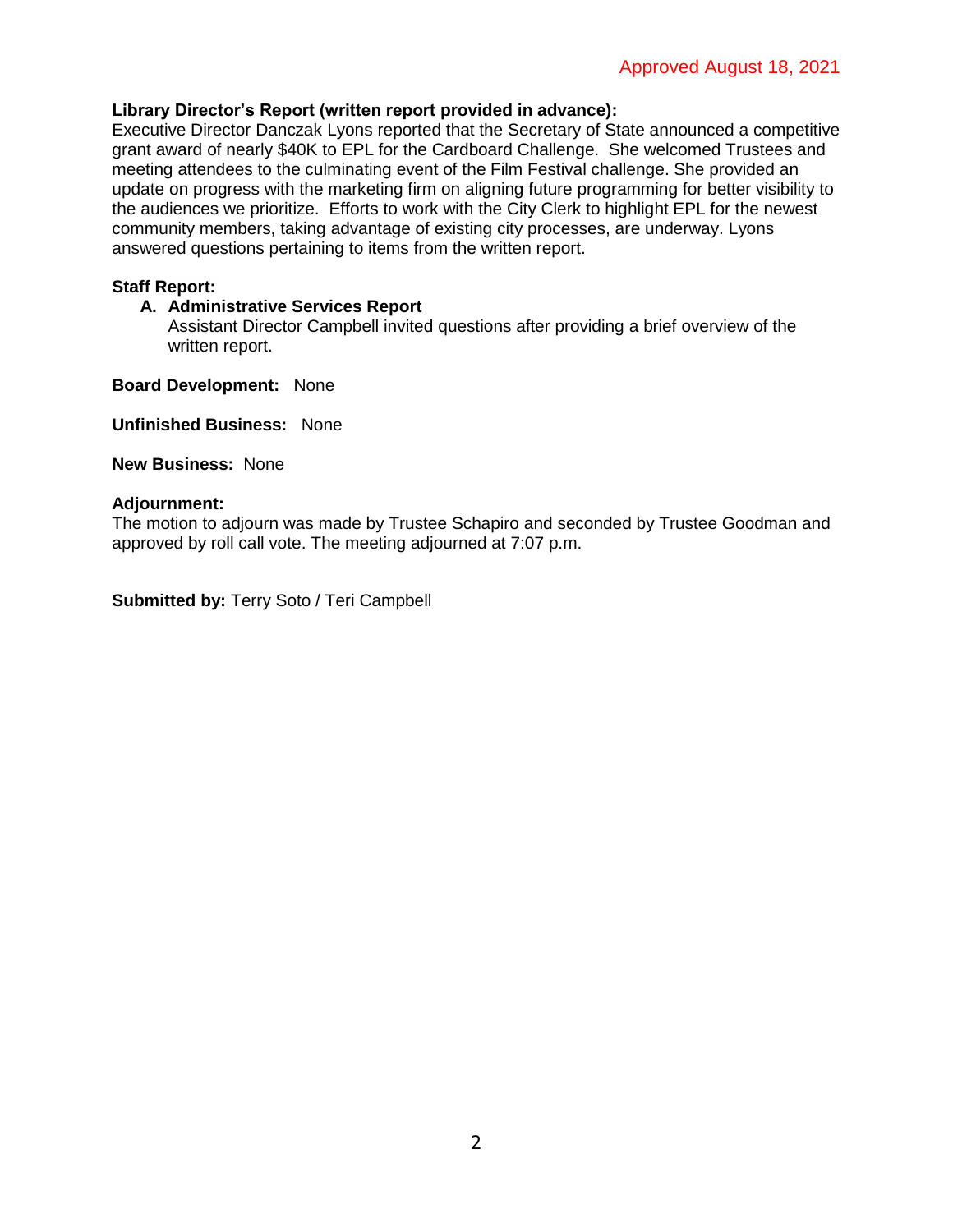Approved August 18, 2021

**Library Director's Report (written report provided in advance):**
Executive Director Danczak Lyons reported that the Secretary of State announced a competitive grant award of nearly $40K to EPL for the Cardboard Challenge. She welcomed Trustees and meeting attendees to the culminating event of the Film Festival challenge. She provided an update on progress with the marketing firm on aligning future programming for better visibility to the audiences we prioritize. Efforts to work with the City Clerk to highlight EPL for the newest community members, taking advantage of existing city processes, are underway. Lyons answered questions pertaining to items from the written report.

**Staff Report:**

**A. Administrative Services Report**
Assistant Director Campbell invited questions after providing a brief overview of the written report.

**Board Development:** None

**Unfinished Business:** None

**New Business:** None

**Adjournment:**
The motion to adjourn was made by Trustee Schapiro and seconded by Trustee Goodman and approved by roll call vote. The meeting adjourned at 7:07 p.m.

**Submitted by:** Terry Soto / Teri Campbell